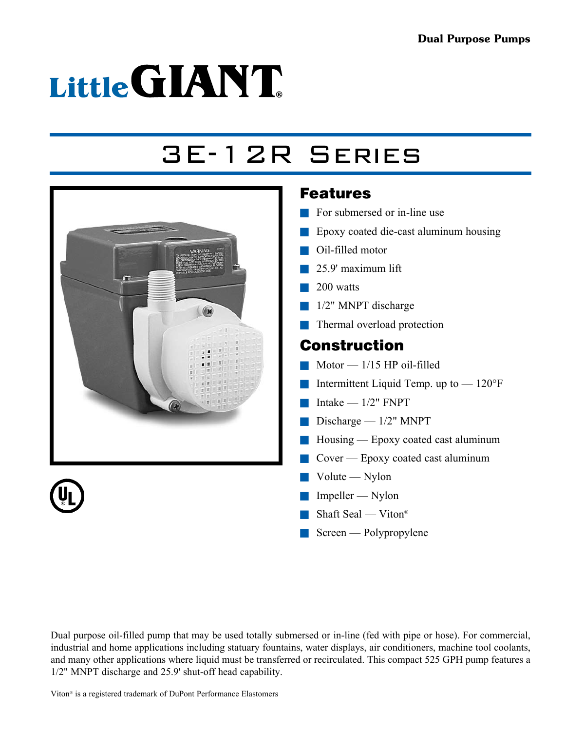Dual Purpose Pumps

# Little GIANT®

# 3E-12R Series

## Features

- For submersed or in-line use
- Epoxy coated die-cast aluminum housing
- Oil-filled motor
- 25.9' maximum lift
- 200 watts
- 1/2" MNPT discharge
- Thermal overload protection

## Construction

- Motor — 1/15 HP oil-filled
- Intermittent Liquid Temp. up to — 120°F
- Intake — 1/2" FNPT
- Discharge — 1/2" MNPT
- Housing — Epoxy coated cast aluminum
- Cover — Epoxy coated cast aluminum
- Volute — Nylon
- Impeller — Nylon
- Shaft Seal — Viton®
- Screen — Polypropylene

Dual purpose oil-filled pump that may be used totally submersed or in-line (fed with pipe or hose). For commercial, industrial and home applications including statuary fountains, water displays, air conditioners, machine tool coolants, and many other applications where liquid must be transferred or recirculated. This compact 525 GPH pump features a 1/2" MNPT discharge and 25.9' shut-off head capability.

Viton® is a registered trademark of DuPont Performance Elastomers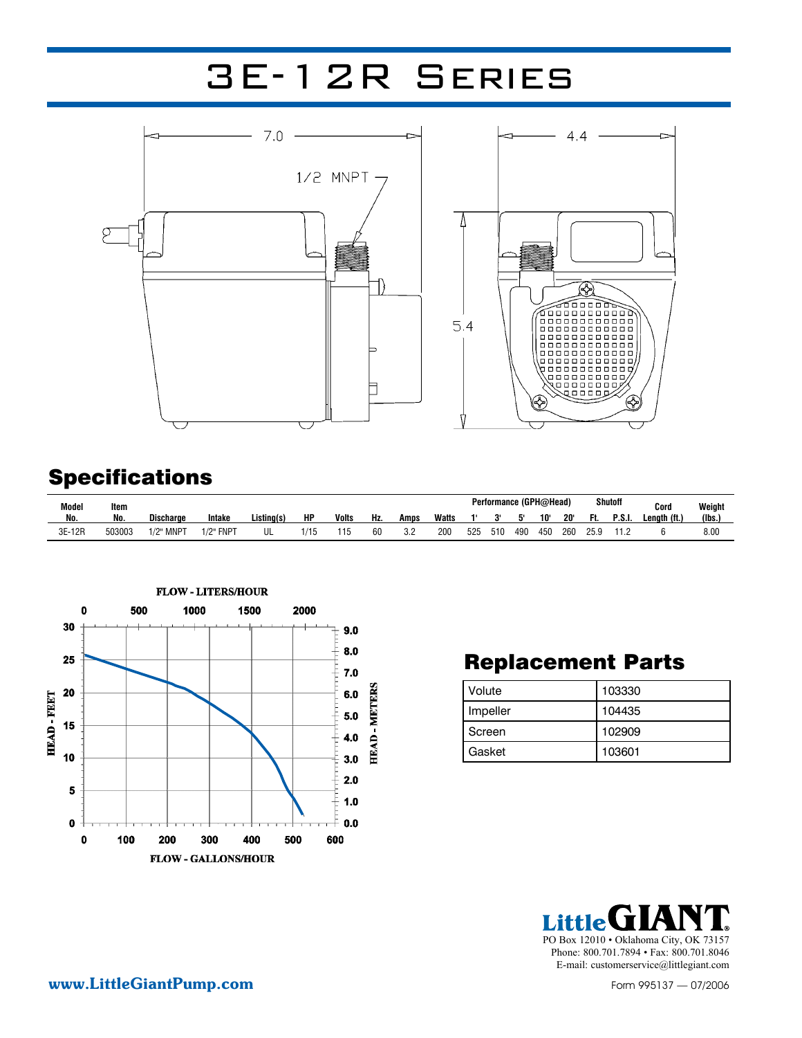# 3E-12R Series

7.0

1/2 MNPT

4.4

5.4

## Specifications

| Model No. | Item No. | Discharge | Intake | Listing(s) | HP | Volts | Hz. | Amps | Watts | Performance (GPH@Head) 1' | 3' | 5' | 10' | 20' | Shutoff Ft. | P.S.I. | Cord Length (ft.) | Weight (lbs.) |
|---|---|---|---|---|---|---|---|---|---|---|---|---|---|---|---|---|---|---|
| 3E-12R | 503003 | 1/2" MNPT | 1/2" FNPT | UL | 1/15 | 115 | 60 | 3.2 | 200 | 525 | 510 | 490 | 450 | 260 | 25.9 | 11.2 | 6 | 8.00 |

FLOW - LITERS/HOUR

0 500 1000 1500 2000

HEAD - FEET

30 25 20 15 10 5 0

HEAD - METERS

9.0 8.0 7.0 6.0 5.0 4.0 3.0 2.0 1.0 0.0

0 100 200 300 400 500 600

FLOW - GALLONS/HOUR

## Replacement Parts

| | |
|---|---|
| Volute | 103330 |
| Impeller | 104435 |
| Screen | 102909 |
| Gasket | 103601 |

Little GIANT

PO Box 12010 • Oklahoma City, OK 73157
Phone: 800.701.7894 • Fax: 800.701.8046
E-mail: customerservice@littlegiant.com

www.LittleGiantPump.com

Form 995137 — 07/2006